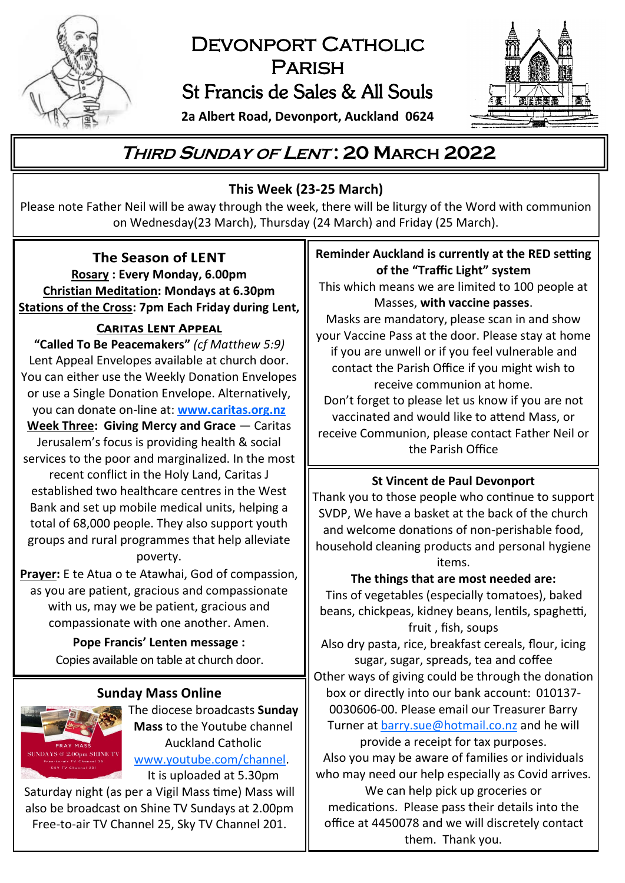# Devonport Catholic Parish

## St Francis de Sales & All Souls

**2a Albert Road, Devonport, Auckland 0624**

# *Third Sunday of Lent*: 20 March 2022

## This Week (23-25 March)

Please note Father Neil will be away through the week, there will be liturgy of the Word with communion on Wednesday(23 March), Thursday (24 March) and Friday (25 March).

## The Season of LENT

**Rosary : Every Monday, 6.00pm**

**Christian Meditation: Mondays at 6.30pm**

**Stations of the Cross: 7pm Each Friday during Lent,**

### Caritas Lent Appeal

**"Called To Be Peacemakers"** *(cf Matthew 5:9)*

Lent Appeal Envelopes available at church door. You can either use the Weekly Donation Envelopes or use a Single Donation Envelope. Alternatively, you can donate on-line at: **www.caritas.org.nz**

**Week Three: Giving Mercy and Grace** — Caritas Jerusalem's focus is providing health & social services to the poor and marginalized. In the most recent conflict in the Holy Land, Caritas J established two healthcare centres in the West Bank and set up mobile medical units, helping a total of 68,000 people. They also support youth groups and rural programmes that help alleviate poverty.

**Prayer:** E te Atua o te Atawhai, God of compassion, as you are patient, gracious and compassionate with us, may we be patient, gracious and compassionate with one another. Amen.

**Pope Francis' Lenten message :**

Copies available on table at church door.

## Sunday Mass Online

The diocese broadcasts **Sunday Mass** to the Youtube channel Auckland Catholic www.youtube.com/channel. It is uploaded at 5.30pm Saturday night (as per a Vigil Mass time) Mass will also be broadcast on Shine TV Sundays at 2.00pm Free-to-air TV Channel 25, Sky TV Channel 201.

## Reminder Auckland is currently at the RED setting of the "Traffic Light" system

This which means we are limited to 100 people at Masses, **with vaccine passes**.

Masks are mandatory, please scan in and show your Vaccine Pass at the door. Please stay at home if you are unwell or if you feel vulnerable and contact the Parish Office if you might wish to receive communion at home.

Don't forget to please let us know if you are not vaccinated and would like to attend Mass, or receive Communion, please contact Father Neil or the Parish Office

## St Vincent de Paul Devonport

Thank you to those people who continue to support SVDP, We have a basket at the back of the church and welcome donations of non-perishable food, household cleaning products and personal hygiene items.

**The things that are most needed are:**

Tins of vegetables (especially tomatoes), baked beans, chickpeas, kidney beans, lentils, spaghetti, fruit , fish, soups

Also dry pasta, rice, breakfast cereals, flour, icing sugar, sugar, spreads, tea and coffee

Other ways of giving could be through the donation box or directly into our bank account: 010137-0030606-00. Please email our Treasurer Barry Turner at barry.sue@hotmail.co.nz and he will provide a receipt for tax purposes.

Also you may be aware of families or individuals who may need our help especially as Covid arrives. We can help pick up groceries or medications. Please pass their details into the office at 4450078 and we will discretely contact them. Thank you.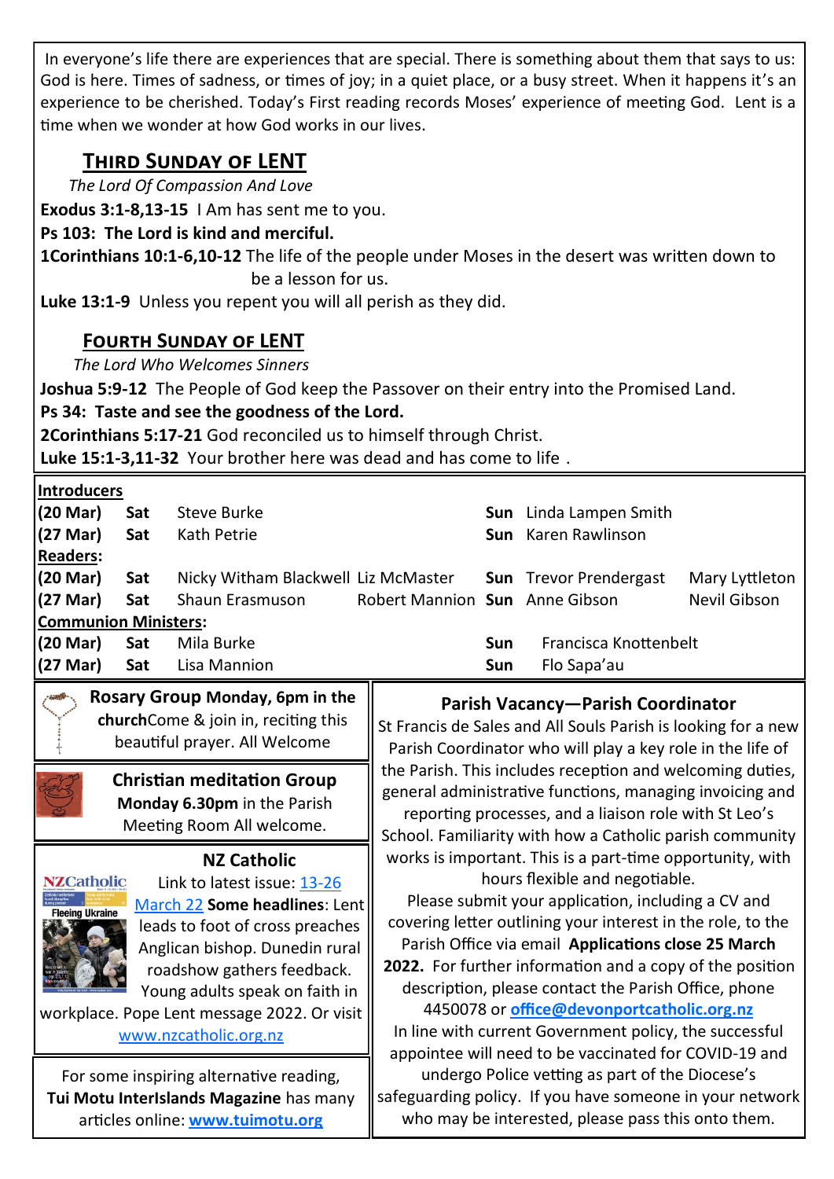In everyone's life there are experiences that are special. There is something about them that says to us: God is here. Times of sadness, or times of joy; in a quiet place, or a busy street. When it happens it's an experience to be cherished. Today's First reading records Moses' experience of meeting God. Lent is a time when we wonder at how God works in our lives.

## Third Sunday of LENT

*The Lord Of Compassion And Love*

**Exodus 3:1-8,13-15** I Am has sent me to you.

**Ps 103: The Lord is kind and merciful.**

**1Corinthians 10:1-6,10-12** The life of the people under Moses in the desert was written down to be a lesson for us.

**Luke 13:1-9** Unless you repent you will all perish as they did.

## Fourth Sunday of LENT

*The Lord Who Welcomes Sinners*

**Joshua 5:9-12** The People of God keep the Passover on their entry into the Promised Land.

**Ps 34: Taste and see the goodness of the Lord.**

**2Corinthians 5:17-21** God reconciled us to himself through Christ.

**Luke 15:1-3,11-32** Your brother here was dead and has come to life .

| | | | | | | |
|---|---|---|---|---|---|---|
| **Introducers** | | | | | | |
| **(20 Mar)** | **Sat** | Steve Burke | | **Sun** | Linda Lampen Smith | |
| **(27 Mar)** | **Sat** | Kath Petrie | | **Sun** | Karen Rawlinson | |
| **Readers:** | | | | | | |
| **(20 Mar)** | **Sat** | Nicky Witham Blackwell | Liz McMaster | **Sun** | Trevor Prendergast | Mary Lyttleton |
| **(27 Mar)** | **Sat** | Shaun Erasmuson | Robert Mannion | **Sun** | Anne Gibson | Nevil Gibson |
| **Communion Ministers:** | | | | | | |
| **(20 Mar)** | **Sat** | Mila Burke | | **Sun** | Francisca Knottenbelt | |
| **(27 Mar)** | **Sat** | Lisa Mannion | | **Sun** | Flo Sapa'au | |

**Rosary Group Monday, 6pm in the church** Come & join in, reciting this beautiful prayer. All Welcome

**Christian meditation Group**
**Monday 6.30pm** in the Parish Meeting Room All welcome.

**NZ Catholic**

Link to latest issue: 13-26 March 22 **Some headlines**: Lent leads to foot of cross preaches Anglican bishop. Dunedin rural roadshow gathers feedback. Young adults speak on faith in workplace. Pope Lent message 2022. Or visit www.nzcatholic.org.nz

For some inspiring alternative reading, **Tui Motu InterIslands Magazine** has many articles online: **www.tuimotu.org**

**Parish Vacancy—Parish Coordinator**

St Francis de Sales and All Souls Parish is looking for a new Parish Coordinator who will play a key role in the life of the Parish. This includes reception and welcoming duties, general administrative functions, managing invoicing and reporting processes, and a liaison role with St Leo's School. Familiarity with how a Catholic parish community works is important. This is a part-time opportunity, with hours flexible and negotiable.

Please submit your application, including a CV and covering letter outlining your interest in the role, to the Parish Office via email **Applications close 25 March 2022.** For further information and a copy of the position description, please contact the Parish Office, phone 4450078 or **office@devonportcatholic.org.nz**

In line with current Government policy, the successful appointee will need to be vaccinated for COVID-19 and undergo Police vetting as part of the Diocese's safeguarding policy. If you have someone in your network who may be interested, please pass this onto them.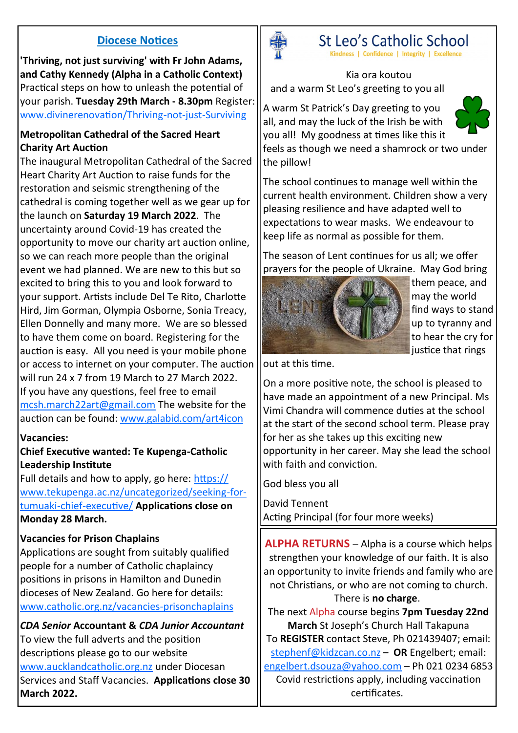## Diocese Notices

**'Thriving, not just surviving' with Fr John Adams, and Cathy Kennedy (Alpha in a Catholic Context)**
Practical steps on how to unleash the potential of your parish. **Tuesday 29th March - 8.30pm** Register: www.divinerenovation/Thriving-not-just-Surviving

**Metropolitan Cathedral of the Sacred Heart Charity Art Auction**
The inaugural Metropolitan Cathedral of the Sacred Heart Charity Art Auction to raise funds for the restoration and seismic strengthening of the cathedral is coming together well as we gear up for the launch on **Saturday 19 March 2022**. The uncertainty around Covid-19 has created the opportunity to move our charity art auction online, so we can reach more people than the original event we had planned. We are new to this but so excited to bring this to you and look forward to your support. Artists include Del Te Rito, Charlotte Hird, Jim Gorman, Olympia Osborne, Sonia Treacy, Ellen Donnelly and many more. We are so blessed to have them come on board. Registering for the auction is easy. All you need is your mobile phone or access to internet on your computer. The auction will run 24 x 7 from 19 March to 27 March 2022. If you have any questions, feel free to email mcsh.march22art@gmail.com The website for the auction can be found: www.galabid.com/art4icon

**Vacancies:**

**Chief Executive wanted: Te Kupenga-Catholic Leadership Institute**
Full details and how to apply, go here: https://www.tekupenga.ac.nz/uncategorized/seeking-for-tumuaki-chief-executive/ **Applications close on Monday 28 March.**

**Vacancies for Prison Chaplains**
Applications are sought from suitably qualified people for a number of Catholic chaplaincy positions in prisons in Hamilton and Dunedin dioceses of New Zealand. Go here for details: www.catholic.org.nz/vacancies-prisonchaplains

***CDA Senior* Accountant & *CDA Junior Accountant***
To view the full adverts and the position descriptions please go to our website www.aucklandcatholic.org.nz under Diocesan Services and Staff Vacancies. **Applications close 30 March 2022.**

## St Leo's Catholic School

Kindness | Confidence | Integrity | Excellence

Kia ora koutou
and a warm St Leo's greeting to you all

A warm St Patrick's Day greeting to you all, and may the luck of the Irish be with you all! My goodness at times like this it feels as though we need a shamrock or two under the pillow!

The school continues to manage well within the current health environment. Children show a very pleasing resilience and have adapted well to expectations to wear masks. We endeavour to keep life as normal as possible for them.

The season of Lent continues for us all; we offer prayers for the people of Ukraine. May God bring them peace, and may the world find ways to stand up to tyranny and to hear the cry for justice that rings out at this time.

On a more positive note, the school is pleased to have made an appointment of a new Principal. Ms Vimi Chandra will commence duties at the school at the start of the second school term. Please pray for her as she takes up this exciting new opportunity in her career. May she lead the school with faith and conviction.

God bless you all

David Tennent
Acting Principal (for four more weeks)

**ALPHA RETURNS** – Alpha is a course which helps strengthen your knowledge of our faith. It is also an opportunity to invite friends and family who are not Christians, or who are not coming to church. There is **no charge**.
The next Alpha course begins **7pm Tuesday 22nd March** St Joseph's Church Hall Takapuna
To **REGISTER** contact Steve, Ph 021439407; email: stephenf@kidzcan.co.nz – **OR** Engelbert; email: engelbert.dsouza@yahoo.com – Ph 021 0234 6853
Covid restrictions apply, including vaccination certificates.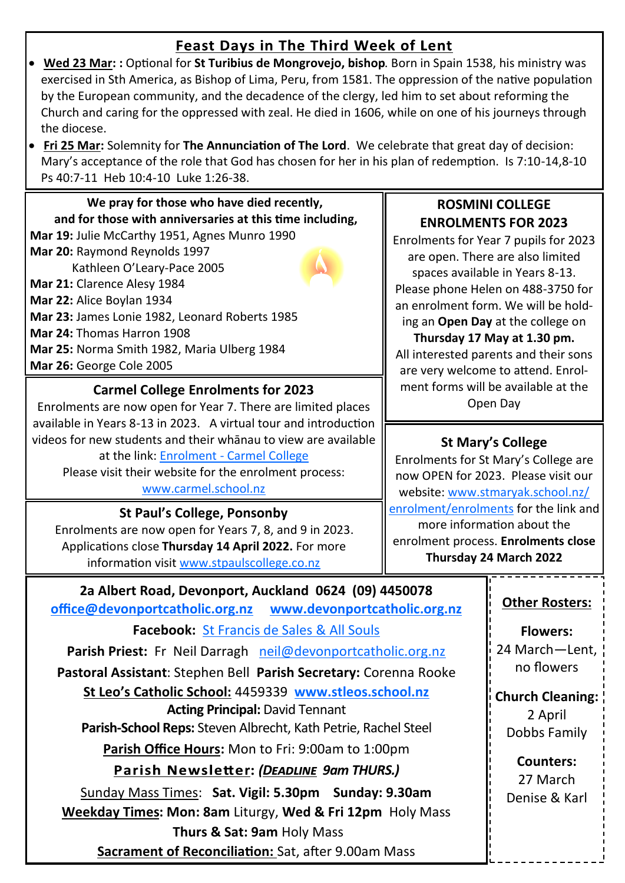## Feast Days in The Third Week of Lent

- **Wed 23 Mar: :** Optional for **St Turibius de Mongrovejo, bishop**. Born in Spain 1538, his ministry was exercised in Sth America, as Bishop of Lima, Peru, from 1581. The oppression of the native population by the European community, and the decadence of the clergy, led him to set about reforming the Church and caring for the oppressed with zeal. He died in 1606, while on one of his journeys through the diocese.
- **Fri 25 Mar:** Solemnity for **The Annunciation of The Lord**. We celebrate that great day of decision: Mary's acceptance of the role that God has chosen for her in his plan of redemption. Is 7:10-14,8-10 Ps 40:7-11 Heb 10:4-10 Luke 1:26-38.

**We pray for those who have died recently, and for those with anniversaries at this time including,**

**Mar 19:** Julie McCarthy 1951, Agnes Munro 1990
**Mar 20:** Raymond Reynolds 1997
Kathleen O'Leary-Pace 2005
**Mar 21:** Clarence Alesy 1984
**Mar 22:** Alice Boylan 1934
**Mar 23:** James Lonie 1982, Leonard Roberts 1985
**Mar 24:** Thomas Harron 1908
**Mar 25:** Norma Smith 1982, Maria Ulberg 1984
**Mar 26:** George Cole 2005

### Carmel College Enrolments for 2023

Enrolments are now open for Year 7. There are limited places available in Years 8-13 in 2023. A virtual tour and introduction videos for new students and their whānau to view are available at the link: Enrolment - Carmel College
Please visit their website for the enrolment process: www.carmel.school.nz

### St Paul's College, Ponsonby

Enrolments are now open for Years 7, 8, and 9 in 2023. Applications close **Thursday 14 April 2022.** For more information visit www.stpaulscollege.co.nz

### ROSMINI COLLEGE ENROLMENTS FOR 2023

Enrolments for Year 7 pupils for 2023 are open. There are also limited spaces available in Years 8-13. Please phone Helen on 488-3750 for an enrolment form. We will be holding an **Open Day** at the college on **Thursday 17 May at 1.30 pm.** All interested parents and their sons are very welcome to attend. Enrolment forms will be available at the Open Day

### St Mary's College

Enrolments for St Mary's College are now OPEN for 2023. Please visit our website: www.stmaryak.school.nz/enrolment/enrolments for the link and more information about the enrolment process. **Enrolments close Thursday 24 March 2022**

**2a Albert Road, Devonport, Auckland 0624 (09) 4450078**
**office@devonportcatholic.org.nz** **www.devonportcatholic.org.nz**
**Facebook:** St Francis de Sales & All Souls
**Parish Priest:** Fr Neil Darragh neil@devonportcatholic.org.nz
**Pastoral Assistant**: Stephen Bell **Parish Secretary:** Corenna Rooke
**St Leo's Catholic School:** 4459339 **www.stleos.school.nz**
**Acting Principal:** David Tennant
**Parish-School Reps:** Steven Albrecht, Kath Petrie, Rachel Steel
**Parish Office Hours:** Mon to Fri: 9:00am to 1:00pm
**Parish Newsletter:** ***(Deadline 9am THURS.)***
Sunday Mass Times: **Sat. Vigil: 5.30pm Sunday: 9.30am**
**Weekday Times: Mon: 8am** Liturgy, **Wed & Fri 12pm** Holy Mass
**Thurs & Sat: 9am** Holy Mass
**Sacrament of Reconciliation:** Sat, after 9.00am Mass

**Other Rosters:**

**Flowers:**
24 March—Lent, no flowers

**Church Cleaning:**
2 April
Dobbs Family

**Counters:**
27 March
Denise & Karl